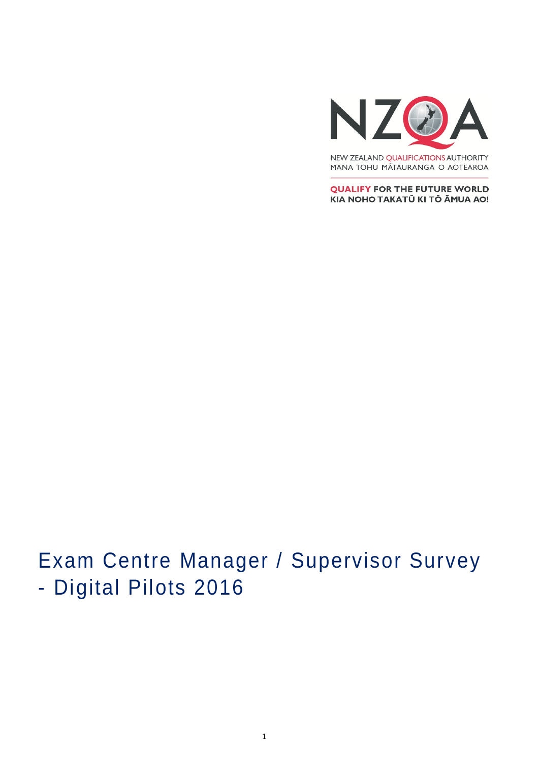NZQA

NEW ZEALAND QUALIFICATIONS AUTHORITY
MANA TOHU MĀTAURANGA O AOTEAROA

QUALIFY FOR THE FUTURE WORLD
KIA NOHO TAKATŪ KI TŌ ĀMUA AO!

# Exam Centre Manager / Supervisor Survey - Digital Pilots 2016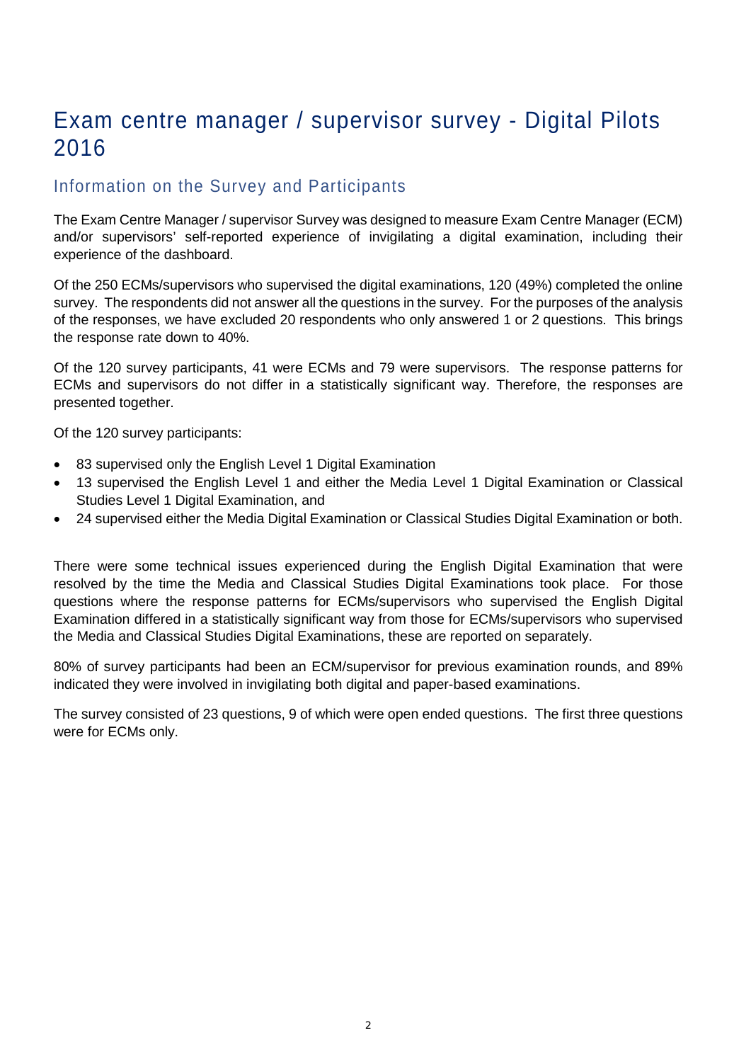# Exam centre manager / supervisor survey - Digital Pilots 2016

## Information on the Survey and Participants

The Exam Centre Manager / supervisor Survey was designed to measure Exam Centre Manager (ECM) and/or supervisors' self-reported experience of invigilating a digital examination, including their experience of the dashboard.

Of the 250 ECMs/supervisors who supervised the digital examinations, 120 (49%) completed the online survey. The respondents did not answer all the questions in the survey. For the purposes of the analysis of the responses, we have excluded 20 respondents who only answered 1 or 2 questions. This brings the response rate down to 40%.

Of the 120 survey participants, 41 were ECMs and 79 were supervisors. The response patterns for ECMs and supervisors do not differ in a statistically significant way. Therefore, the responses are presented together.

Of the 120 survey participants:

- 83 supervised only the English Level 1 Digital Examination
- 13 supervised the English Level 1 and either the Media Level 1 Digital Examination or Classical Studies Level 1 Digital Examination, and
- 24 supervised either the Media Digital Examination or Classical Studies Digital Examination or both.

There were some technical issues experienced during the English Digital Examination that were resolved by the time the Media and Classical Studies Digital Examinations took place. For those questions where the response patterns for ECMs/supervisors who supervised the English Digital Examination differed in a statistically significant way from those for ECMs/supervisors who supervised the Media and Classical Studies Digital Examinations, these are reported on separately.

80% of survey participants had been an ECM/supervisor for previous examination rounds, and 89% indicated they were involved in invigilating both digital and paper-based examinations.

The survey consisted of 23 questions, 9 of which were open ended questions. The first three questions were for ECMs only.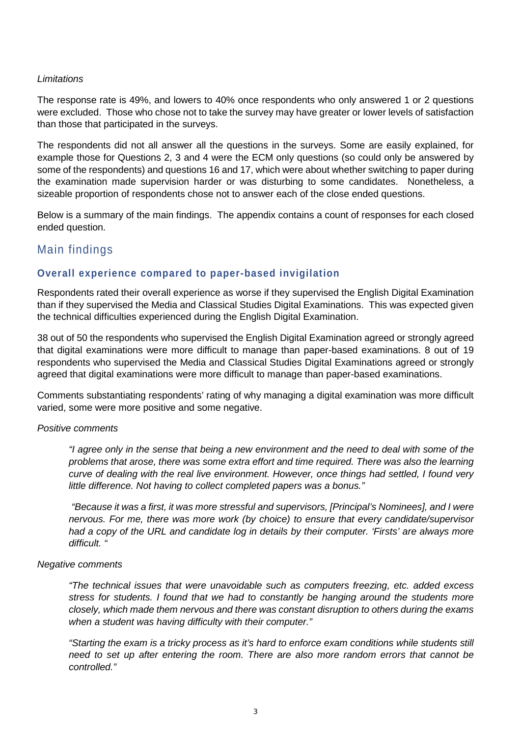*Limitations*

The response rate is 49%, and lowers to 40% once respondents who only answered 1 or 2 questions were excluded. Those who chose not to take the survey may have greater or lower levels of satisfaction than those that participated in the surveys.

The respondents did not all answer all the questions in the surveys. Some are easily explained, for example those for Questions 2, 3 and 4 were the ECM only questions (so could only be answered by some of the respondents) and questions 16 and 17, which were about whether switching to paper during the examination made supervision harder or was disturbing to some candidates. Nonetheless, a sizeable proportion of respondents chose not to answer each of the close ended questions.

Below is a summary of the main findings. The appendix contains a count of responses for each closed ended question.

## Main findings

### Overall experience compared to paper-based invigilation

Respondents rated their overall experience as worse if they supervised the English Digital Examination than if they supervised the Media and Classical Studies Digital Examinations. This was expected given the technical difficulties experienced during the English Digital Examination.

38 out of 50 the respondents who supervised the English Digital Examination agreed or strongly agreed that digital examinations were more difficult to manage than paper-based examinations. 8 out of 19 respondents who supervised the Media and Classical Studies Digital Examinations agreed or strongly agreed that digital examinations were more difficult to manage than paper-based examinations.

Comments substantiating respondents' rating of why managing a digital examination was more difficult varied, some were more positive and some negative.

*Positive comments*

> *"I agree only in the sense that being a new environment and the need to deal with some of the problems that arose, there was some extra effort and time required. There was also the learning curve of dealing with the real live environment. However, once things had settled, I found very little difference. Not having to collect completed papers was a bonus."*

> *"Because it was a first, it was more stressful and supervisors, [Principal's Nominees], and I were nervous. For me, there was more work (by choice) to ensure that every candidate/supervisor had a copy of the URL and candidate log in details by their computer. 'Firsts' are always more difficult. "*

*Negative comments*

> *"The technical issues that were unavoidable such as computers freezing, etc. added excess stress for students. I found that we had to constantly be hanging around the students more closely, which made them nervous and there was constant disruption to others during the exams when a student was having difficulty with their computer."*

> *"Starting the exam is a tricky process as it's hard to enforce exam conditions while students still need to set up after entering the room. There are also more random errors that cannot be controlled."*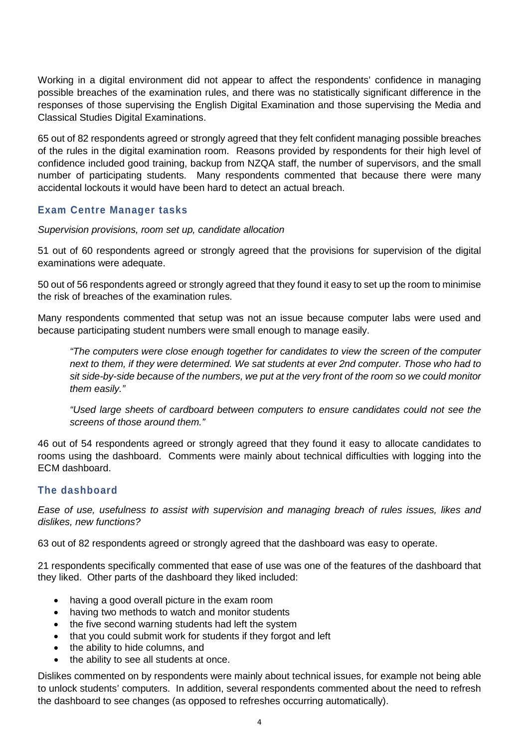Working in a digital environment did not appear to affect the respondents' confidence in managing possible breaches of the examination rules, and there was no statistically significant difference in the responses of those supervising the English Digital Examination and those supervising the Media and Classical Studies Digital Examinations.

65 out of 82 respondents agreed or strongly agreed that they felt confident managing possible breaches of the rules in the digital examination room. Reasons provided by respondents for their high level of confidence included good training, backup from NZQA staff, the number of supervisors, and the small number of participating students. Many respondents commented that because there were many accidental lockouts it would have been hard to detect an actual breach.

## Exam Centre Manager tasks

*Supervision provisions, room set up, candidate allocation*

51 out of 60 respondents agreed or strongly agreed that the provisions for supervision of the digital examinations were adequate.

50 out of 56 respondents agreed or strongly agreed that they found it easy to set up the room to minimise the risk of breaches of the examination rules.

Many respondents commented that setup was not an issue because computer labs were used and because participating student numbers were small enough to manage easily.

> *"The computers were close enough together for candidates to view the screen of the computer next to them, if they were determined. We sat students at ever 2nd computer. Those who had to sit side-by-side because of the numbers, we put at the very front of the room so we could monitor them easily."*
>
> *"Used large sheets of cardboard between computers to ensure candidates could not see the screens of those around them."*

46 out of 54 respondents agreed or strongly agreed that they found it easy to allocate candidates to rooms using the dashboard. Comments were mainly about technical difficulties with logging into the ECM dashboard.

## The dashboard

*Ease of use, usefulness to assist with supervision and managing breach of rules issues, likes and dislikes, new functions?*

63 out of 82 respondents agreed or strongly agreed that the dashboard was easy to operate.

21 respondents specifically commented that ease of use was one of the features of the dashboard that they liked. Other parts of the dashboard they liked included:

- having a good overall picture in the exam room
- having two methods to watch and monitor students
- the five second warning students had left the system
- that you could submit work for students if they forgot and left
- the ability to hide columns, and
- the ability to see all students at once.

Dislikes commented on by respondents were mainly about technical issues, for example not being able to unlock students' computers. In addition, several respondents commented about the need to refresh the dashboard to see changes (as opposed to refreshes occurring automatically).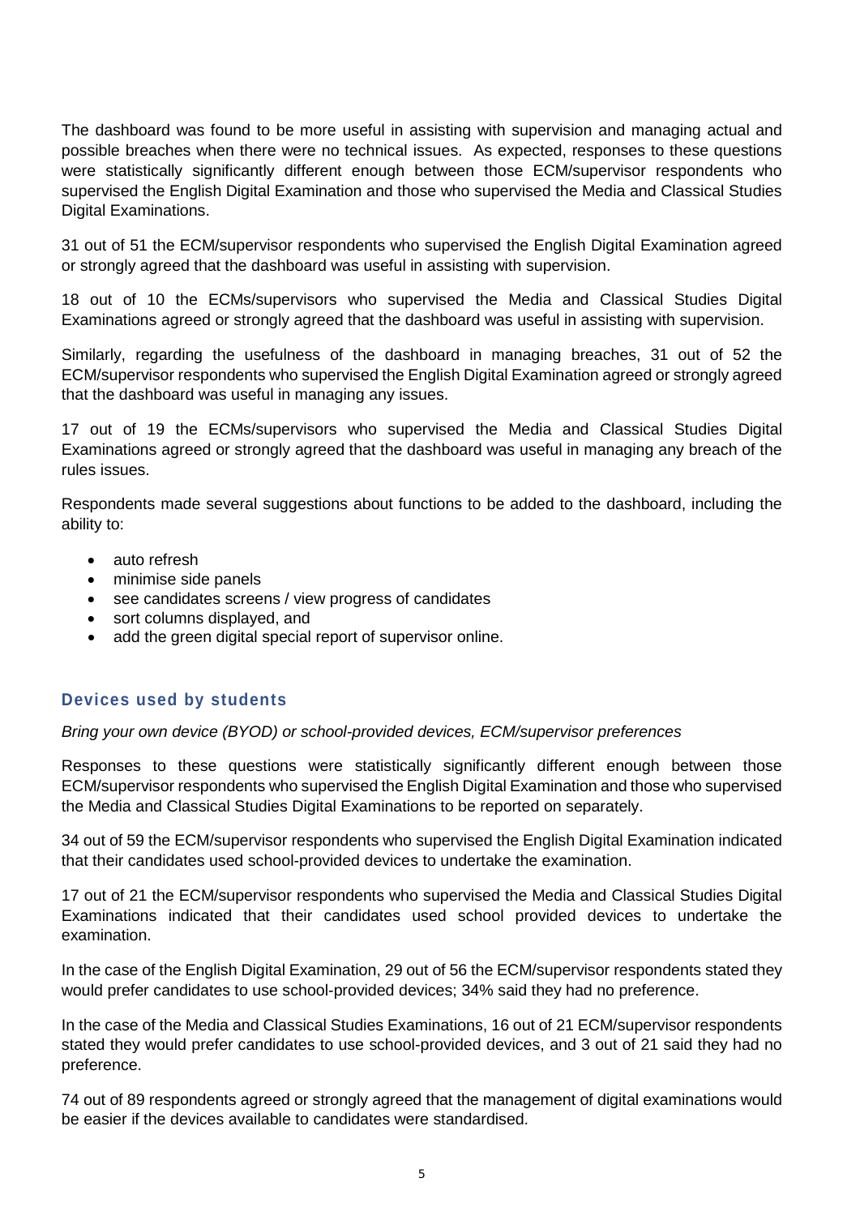The dashboard was found to be more useful in assisting with supervision and managing actual and possible breaches when there were no technical issues. As expected, responses to these questions were statistically significantly different enough between those ECM/supervisor respondents who supervised the English Digital Examination and those who supervised the Media and Classical Studies Digital Examinations.

31 out of 51 the ECM/supervisor respondents who supervised the English Digital Examination agreed or strongly agreed that the dashboard was useful in assisting with supervision.

18 out of 10 the ECMs/supervisors who supervised the Media and Classical Studies Digital Examinations agreed or strongly agreed that the dashboard was useful in assisting with supervision.

Similarly, regarding the usefulness of the dashboard in managing breaches, 31 out of 52 the ECM/supervisor respondents who supervised the English Digital Examination agreed or strongly agreed that the dashboard was useful in managing any issues.

17 out of 19 the ECMs/supervisors who supervised the Media and Classical Studies Digital Examinations agreed or strongly agreed that the dashboard was useful in managing any breach of the rules issues.

Respondents made several suggestions about functions to be added to the dashboard, including the ability to:

- auto refresh
- minimise side panels
- see candidates screens / view progress of candidates
- sort columns displayed, and
- add the green digital special report of supervisor online.

## Devices used by students

*Bring your own device (BYOD) or school-provided devices, ECM/supervisor preferences*

Responses to these questions were statistically significantly different enough between those ECM/supervisor respondents who supervised the English Digital Examination and those who supervised the Media and Classical Studies Digital Examinations to be reported on separately.

34 out of 59 the ECM/supervisor respondents who supervised the English Digital Examination indicated that their candidates used school-provided devices to undertake the examination.

17 out of 21 the ECM/supervisor respondents who supervised the Media and Classical Studies Digital Examinations indicated that their candidates used school provided devices to undertake the examination.

In the case of the English Digital Examination, 29 out of 56 the ECM/supervisor respondents stated they would prefer candidates to use school-provided devices; 34% said they had no preference.

In the case of the Media and Classical Studies Examinations, 16 out of 21 ECM/supervisor respondents stated they would prefer candidates to use school-provided devices, and 3 out of 21 said they had no preference.

74 out of 89 respondents agreed or strongly agreed that the management of digital examinations would be easier if the devices available to candidates were standardised.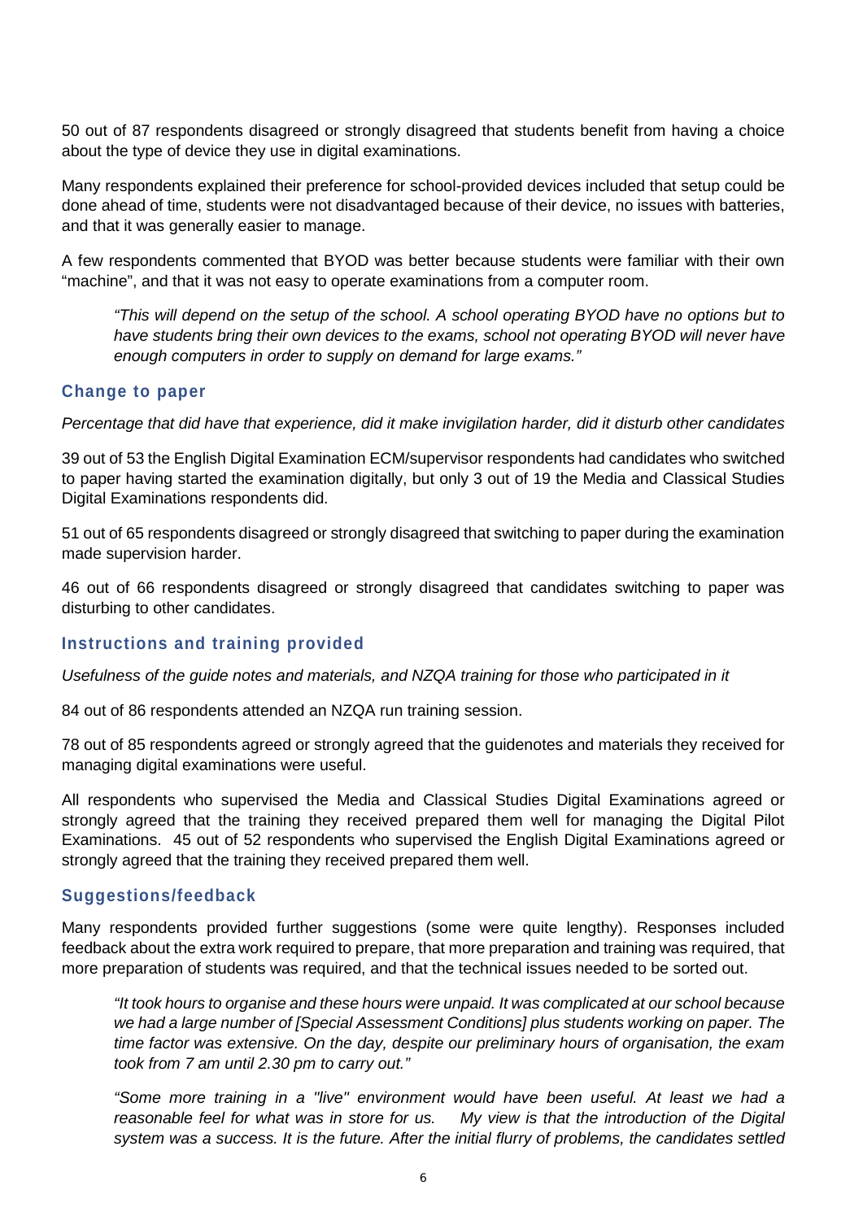50 out of 87 respondents disagreed or strongly disagreed that students benefit from having a choice about the type of device they use in digital examinations.

Many respondents explained their preference for school-provided devices included that setup could be done ahead of time, students were not disadvantaged because of their device, no issues with batteries, and that it was generally easier to manage.

A few respondents commented that BYOD was better because students were familiar with their own "machine", and that it was not easy to operate examinations from a computer room.

> *"This will depend on the setup of the school. A school operating BYOD have no options but to have students bring their own devices to the exams, school not operating BYOD will never have enough computers in order to supply on demand for large exams."*

### Change to paper

*Percentage that did have that experience, did it make invigilation harder, did it disturb other candidates*

39 out of 53 the English Digital Examination ECM/supervisor respondents had candidates who switched to paper having started the examination digitally, but only 3 out of 19 the Media and Classical Studies Digital Examinations respondents did.

51 out of 65 respondents disagreed or strongly disagreed that switching to paper during the examination made supervision harder.

46 out of 66 respondents disagreed or strongly disagreed that candidates switching to paper was disturbing to other candidates.

### Instructions and training provided

*Usefulness of the guide notes and materials, and NZQA training for those who participated in it*

84 out of 86 respondents attended an NZQA run training session.

78 out of 85 respondents agreed or strongly agreed that the guidenotes and materials they received for managing digital examinations were useful.

All respondents who supervised the Media and Classical Studies Digital Examinations agreed or strongly agreed that the training they received prepared them well for managing the Digital Pilot Examinations. 45 out of 52 respondents who supervised the English Digital Examinations agreed or strongly agreed that the training they received prepared them well.

### Suggestions/feedback

Many respondents provided further suggestions (some were quite lengthy). Responses included feedback about the extra work required to prepare, that more preparation and training was required, that more preparation of students was required, and that the technical issues needed to be sorted out.

> *"It took hours to organise and these hours were unpaid. It was complicated at our school because we had a large number of [Special Assessment Conditions] plus students working on paper. The time factor was extensive. On the day, despite our preliminary hours of organisation, the exam took from 7 am until 2.30 pm to carry out."*

> *"Some more training in a "live" environment would have been useful. At least we had a reasonable feel for what was in store for us. My view is that the introduction of the Digital system was a success. It is the future. After the initial flurry of problems, the candidates settled*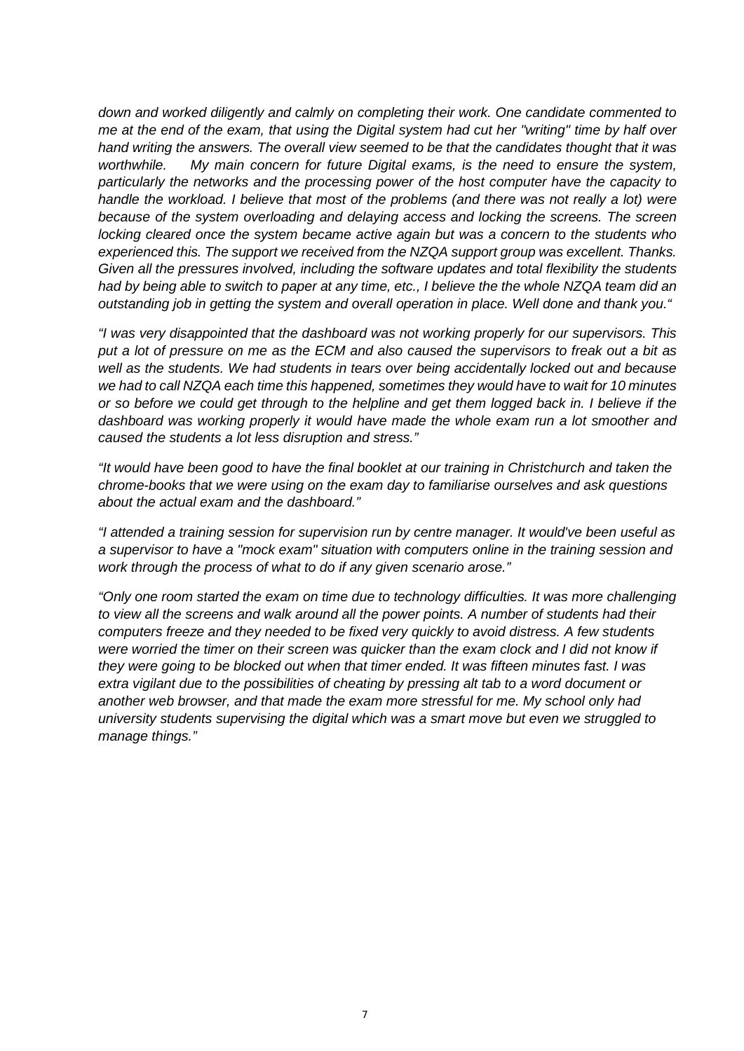*down and worked diligently and calmly on completing their work. One candidate commented to me at the end of the exam, that using the Digital system had cut her "writing" time by half over hand writing the answers. The overall view seemed to be that the candidates thought that it was worthwhile. My main concern for future Digital exams, is the need to ensure the system, particularly the networks and the processing power of the host computer have the capacity to handle the workload. I believe that most of the problems (and there was not really a lot) were because of the system overloading and delaying access and locking the screens. The screen locking cleared once the system became active again but was a concern to the students who experienced this. The support we received from the NZQA support group was excellent. Thanks. Given all the pressures involved, including the software updates and total flexibility the students had by being able to switch to paper at any time, etc., I believe the the whole NZQA team did an outstanding job in getting the system and overall operation in place. Well done and thank you."*

*"I was very disappointed that the dashboard was not working properly for our supervisors. This put a lot of pressure on me as the ECM and also caused the supervisors to freak out a bit as well as the students. We had students in tears over being accidentally locked out and because we had to call NZQA each time this happened, sometimes they would have to wait for 10 minutes or so before we could get through to the helpline and get them logged back in. I believe if the dashboard was working properly it would have made the whole exam run a lot smoother and caused the students a lot less disruption and stress."*

*"It would have been good to have the final booklet at our training in Christchurch and taken the chrome-books that we were using on the exam day to familiarise ourselves and ask questions about the actual exam and the dashboard."*

*"I attended a training session for supervision run by centre manager. It would've been useful as a supervisor to have a "mock exam" situation with computers online in the training session and work through the process of what to do if any given scenario arose."*

*"Only one room started the exam on time due to technology difficulties. It was more challenging to view all the screens and walk around all the power points. A number of students had their computers freeze and they needed to be fixed very quickly to avoid distress. A few students were worried the timer on their screen was quicker than the exam clock and I did not know if they were going to be blocked out when that timer ended. It was fifteen minutes fast. I was extra vigilant due to the possibilities of cheating by pressing alt tab to a word document or another web browser, and that made the exam more stressful for me. My school only had university students supervising the digital which was a smart move but even we struggled to manage things."*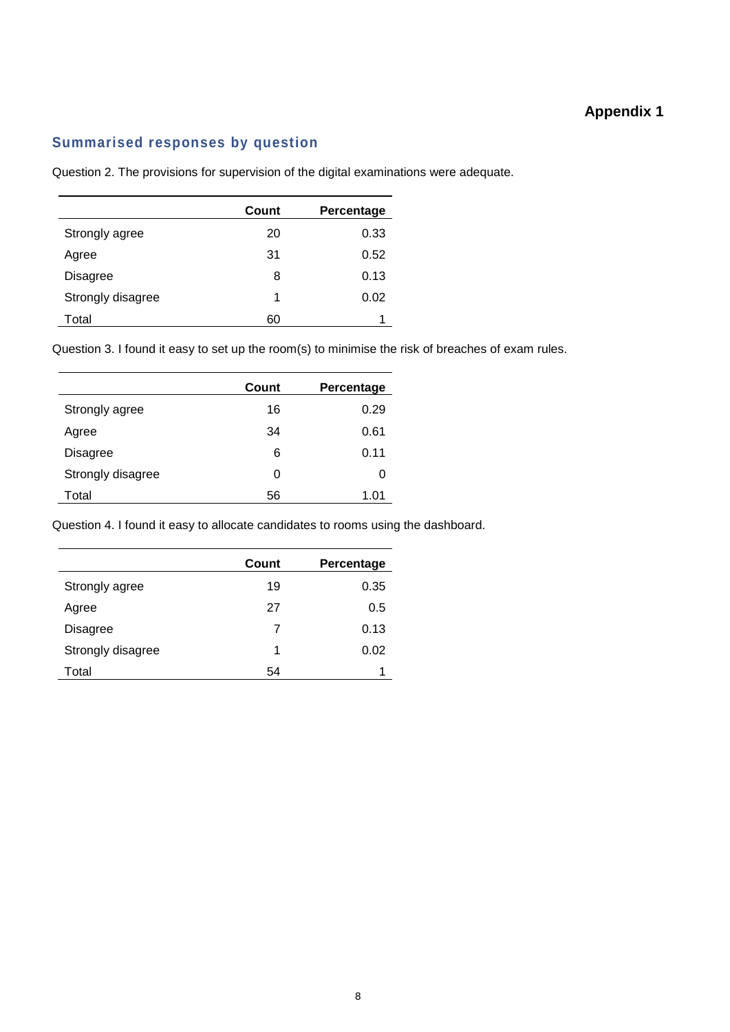**Appendix 1**

## Summarised responses by question

Question 2. The provisions for supervision of the digital examinations were adequate.

| | Count | Percentage |
|---|---|---|
| Strongly agree | 20 | 0.33 |
| Agree | 31 | 0.52 |
| Disagree | 8 | 0.13 |
| Strongly disagree | 1 | 0.02 |
| Total | 60 | 1 |

Question 3. I found it easy to set up the room(s) to minimise the risk of breaches of exam rules.

| | Count | Percentage |
|---|---|---|
| Strongly agree | 16 | 0.29 |
| Agree | 34 | 0.61 |
| Disagree | 6 | 0.11 |
| Strongly disagree | 0 | 0 |
| Total | 56 | 1.01 |

Question 4. I found it easy to allocate candidates to rooms using the dashboard.

| | Count | Percentage |
|---|---|---|
| Strongly agree | 19 | 0.35 |
| Agree | 27 | 0.5 |
| Disagree | 7 | 0.13 |
| Strongly disagree | 1 | 0.02 |
| Total | 54 | 1 |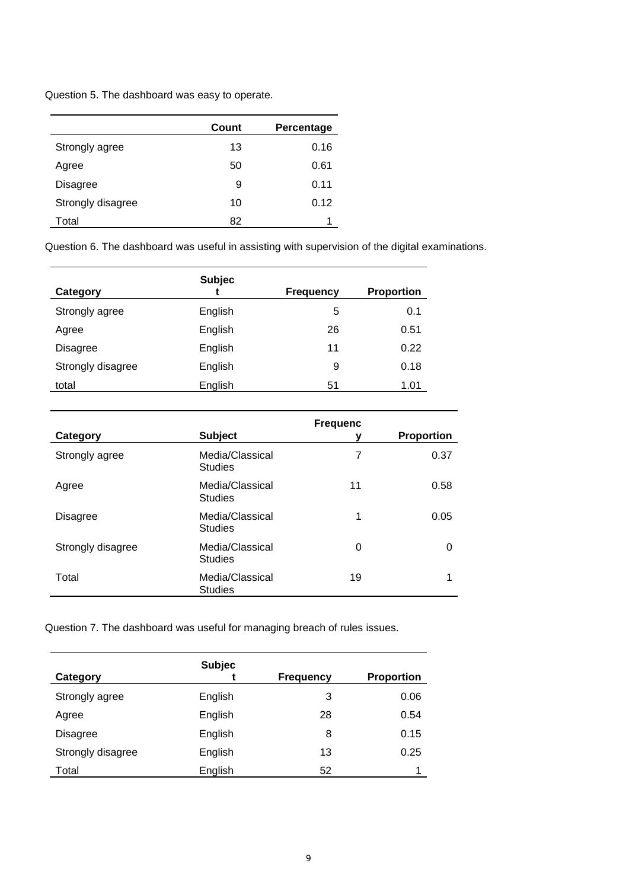Question 5. The dashboard was easy to operate.

| | Count | Percentage |
|---|---|---|
| Strongly agree | 13 | 0.16 |
| Agree | 50 | 0.61 |
| Disagree | 9 | 0.11 |
| Strongly disagree | 10 | 0.12 |
| Total | 82 | 1 |

Question 6. The dashboard was useful in assisting with supervision of the digital examinations.

| Category | Subject | Frequency | Proportion |
|---|---|---|---|
| Strongly agree | English | 5 | 0.1 |
| Agree | English | 26 | 0.51 |
| Disagree | English | 11 | 0.22 |
| Strongly disagree | English | 9 | 0.18 |
| total | English | 51 | 1.01 |

| Category | Subject | Frequency | Proportion |
|---|---|---|---|
| Strongly agree | Media/Classical Studies | 7 | 0.37 |
| Agree | Media/Classical Studies | 11 | 0.58 |
| Disagree | Media/Classical Studies | 1 | 0.05 |
| Strongly disagree | Media/Classical Studies | 0 | 0 |
| Total | Media/Classical Studies | 19 | 1 |

Question 7. The dashboard was useful for managing breach of rules issues.

| Category | Subject | Frequency | Proportion |
|---|---|---|---|
| Strongly agree | English | 3 | 0.06 |
| Agree | English | 28 | 0.54 |
| Disagree | English | 8 | 0.15 |
| Strongly disagree | English | 13 | 0.25 |
| Total | English | 52 | 1 |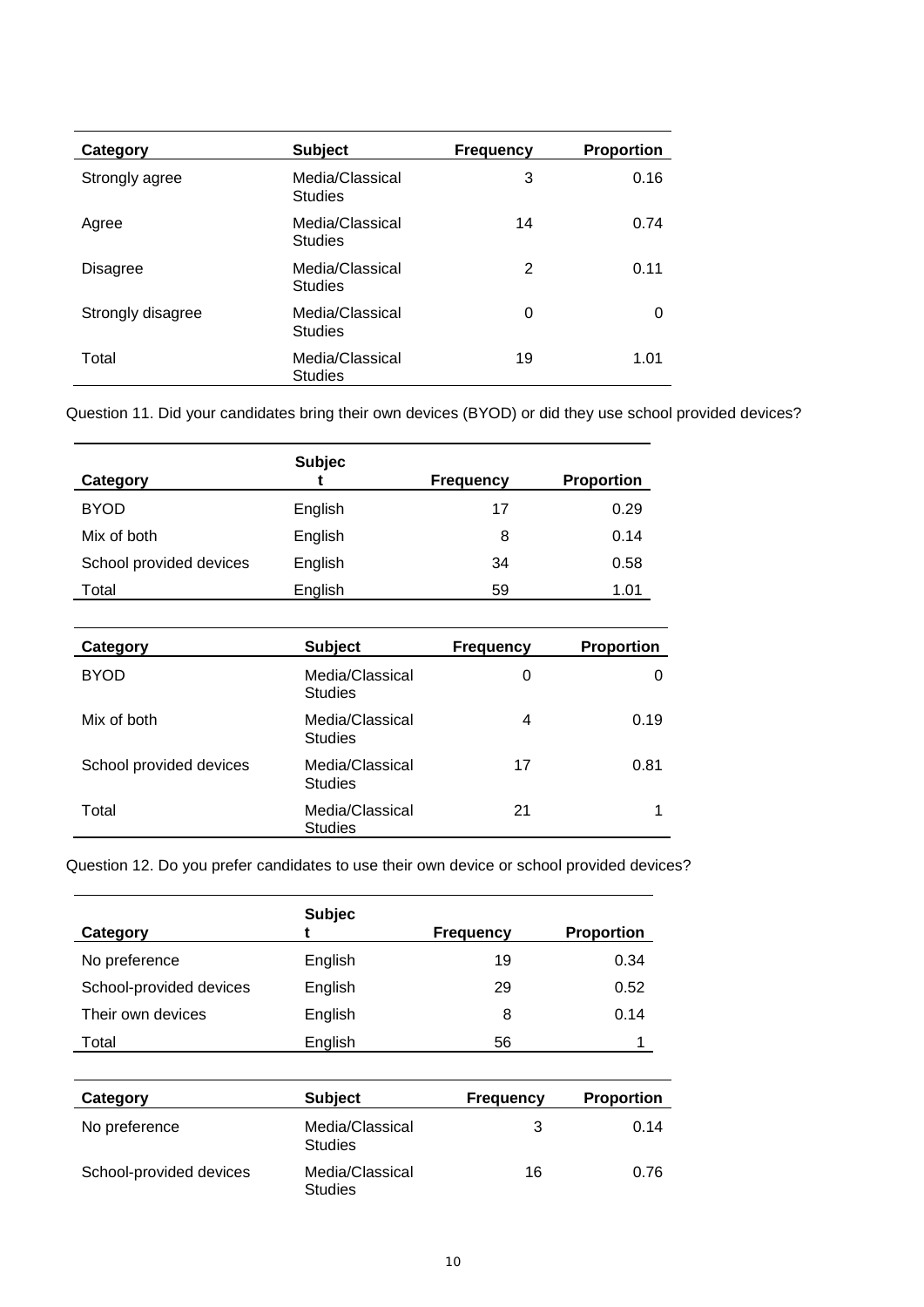| Category | Subject | Frequency | Proportion |
|---|---|---|---|
| Strongly agree | Media/Classical Studies | 3 | 0.16 |
| Agree | Media/Classical Studies | 14 | 0.74 |
| Disagree | Media/Classical Studies | 2 | 0.11 |
| Strongly disagree | Media/Classical Studies | 0 | 0 |
| Total | Media/Classical Studies | 19 | 1.01 |

Question 11. Did your candidates bring their own devices (BYOD) or did they use school provided devices?

| Category | Subject | Frequency | Proportion |
|---|---|---|---|
| BYOD | English | 17 | 0.29 |
| Mix of both | English | 8 | 0.14 |
| School provided devices | English | 34 | 0.58 |
| Total | English | 59 | 1.01 |

| Category | Subject | Frequency | Proportion |
|---|---|---|---|
| BYOD | Media/Classical Studies | 0 | 0 |
| Mix of both | Media/Classical Studies | 4 | 0.19 |
| School provided devices | Media/Classical Studies | 17 | 0.81 |
| Total | Media/Classical Studies | 21 | 1 |

Question 12. Do you prefer candidates to use their own device or school provided devices?

| Category | Subject | Frequency | Proportion |
|---|---|---|---|
| No preference | English | 19 | 0.34 |
| School-provided devices | English | 29 | 0.52 |
| Their own devices | English | 8 | 0.14 |
| Total | English | 56 | 1 |

| Category | Subject | Frequency | Proportion |
|---|---|---|---|
| No preference | Media/Classical Studies | 3 | 0.14 |
| School-provided devices | Media/Classical Studies | 16 | 0.76 |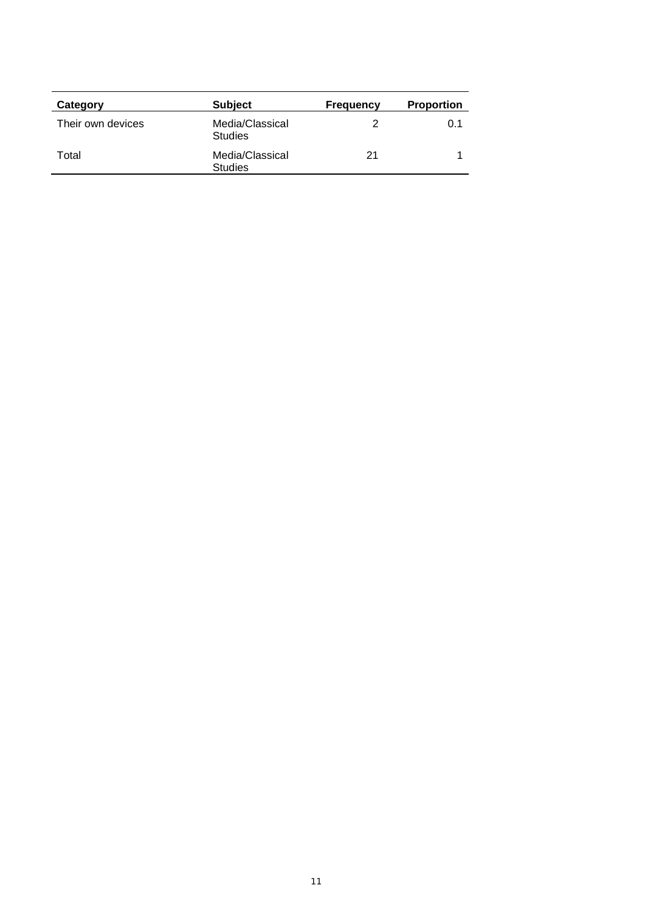| Category | Subject | Frequency | Proportion |
|---|---|---|---|
| Their own devices | Media/Classical Studies | 2 | 0.1 |
| Total | Media/Classical Studies | 21 | 1 |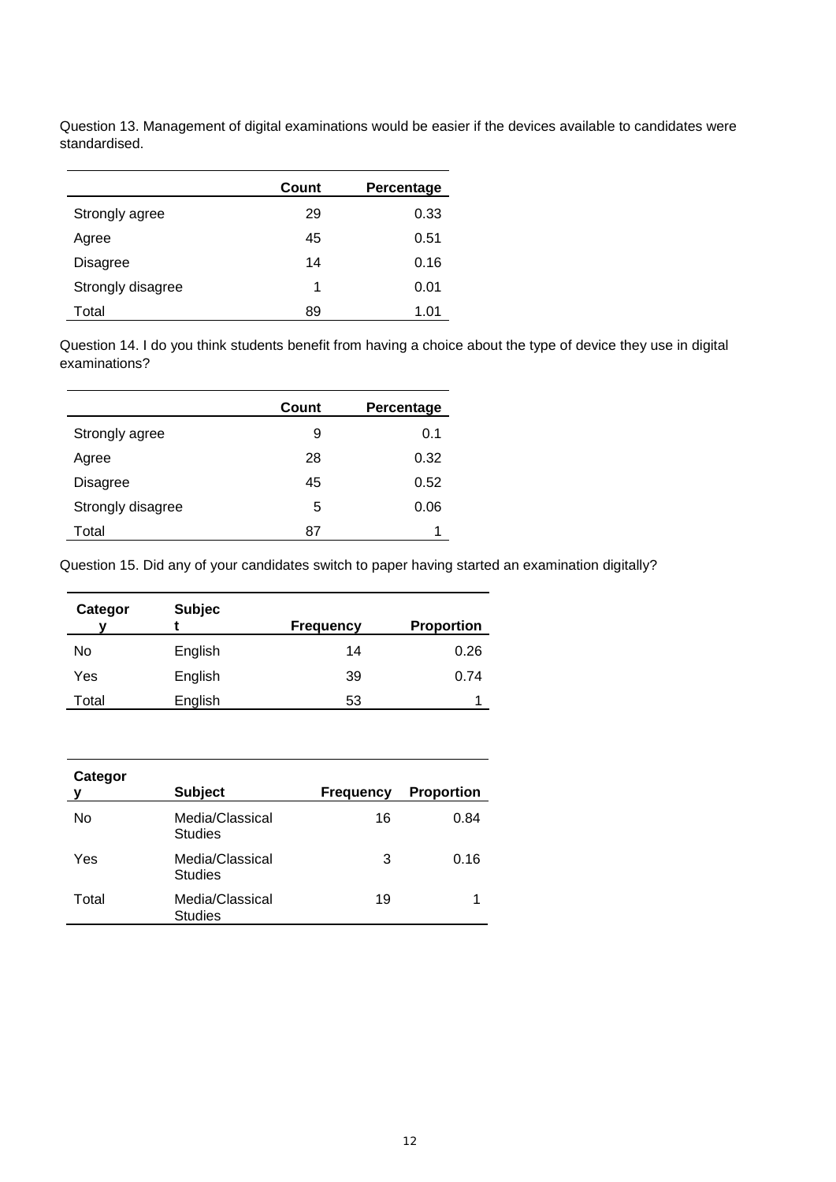Question 13. Management of digital examinations would be easier if the devices available to candidates were standardised.

| | Count | Percentage |
|---|---|---|
| Strongly agree | 29 | 0.33 |
| Agree | 45 | 0.51 |
| Disagree | 14 | 0.16 |
| Strongly disagree | 1 | 0.01 |
| Total | 89 | 1.01 |

Question 14. I do you think students benefit from having a choice about the type of device they use in digital examinations?

| | Count | Percentage |
|---|---|---|
| Strongly agree | 9 | 0.1 |
| Agree | 28 | 0.32 |
| Disagree | 45 | 0.52 |
| Strongly disagree | 5 | 0.06 |
| Total | 87 | 1 |

Question 15. Did any of your candidates switch to paper having started an examination digitally?

| Category | Subject | Frequency | Proportion |
|---|---|---|---|
| No | English | 14 | 0.26 |
| Yes | English | 39 | 0.74 |
| Total | English | 53 | 1 |

| Category | Subject | Frequency | Proportion |
|---|---|---|---|
| No | Media/Classical Studies | 16 | 0.84 |
| Yes | Media/Classical Studies | 3 | 0.16 |
| Total | Media/Classical Studies | 19 | 1 |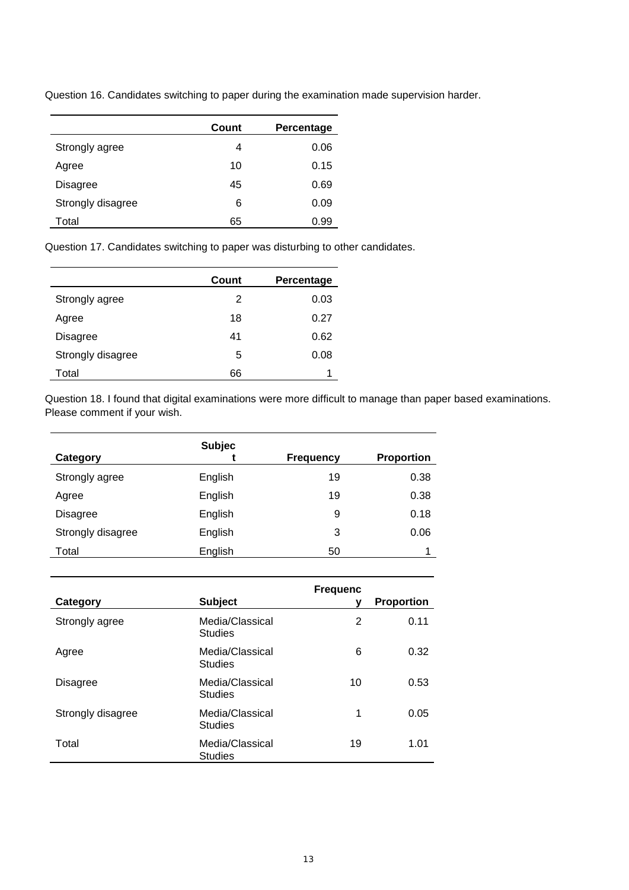Question 16. Candidates switching to paper during the examination made supervision harder.

| | Count | Percentage |
|---|---|---|
| Strongly agree | 4 | 0.06 |
| Agree | 10 | 0.15 |
| Disagree | 45 | 0.69 |
| Strongly disagree | 6 | 0.09 |
| Total | 65 | 0.99 |

Question 17. Candidates switching to paper was disturbing to other candidates.

| | Count | Percentage |
|---|---|---|
| Strongly agree | 2 | 0.03 |
| Agree | 18 | 0.27 |
| Disagree | 41 | 0.62 |
| Strongly disagree | 5 | 0.08 |
| Total | 66 | 1 |

Question 18. I found that digital examinations were more difficult to manage than paper based examinations. Please comment if your wish.

| Category | Subject | Frequency | Proportion |
|---|---|---|---|
| Strongly agree | English | 19 | 0.38 |
| Agree | English | 19 | 0.38 |
| Disagree | English | 9 | 0.18 |
| Strongly disagree | English | 3 | 0.06 |
| Total | English | 50 | 1 |

| Category | Subject | Frequency | Proportion |
|---|---|---|---|
| Strongly agree | Media/Classical Studies | 2 | 0.11 |
| Agree | Media/Classical Studies | 6 | 0.32 |
| Disagree | Media/Classical Studies | 10 | 0.53 |
| Strongly disagree | Media/Classical Studies | 1 | 0.05 |
| Total | Media/Classical Studies | 19 | 1.01 |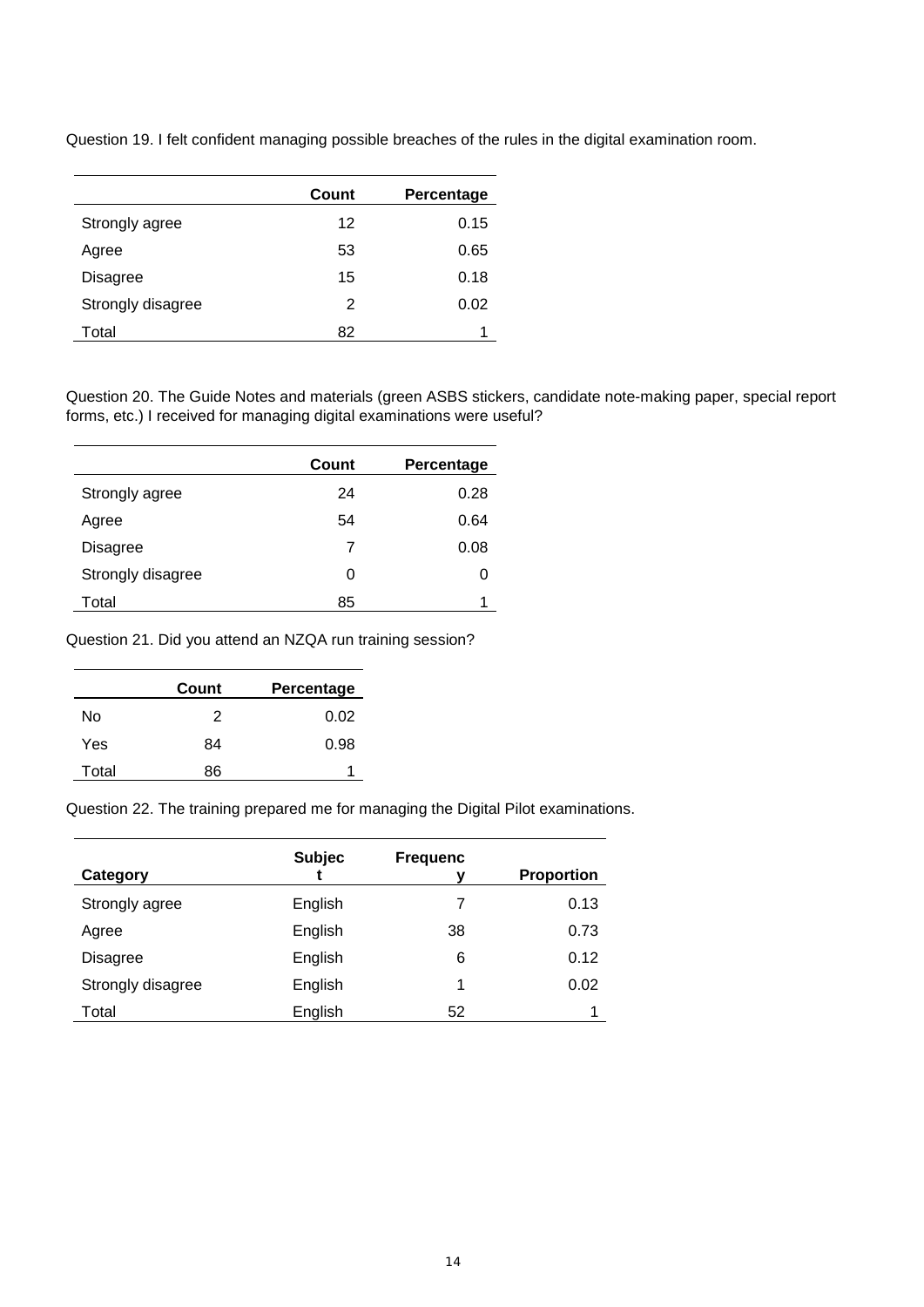Question 19. I felt confident managing possible breaches of the rules in the digital examination room.

| | Count | Percentage |
|---|---|---|
| Strongly agree | 12 | 0.15 |
| Agree | 53 | 0.65 |
| Disagree | 15 | 0.18 |
| Strongly disagree | 2 | 0.02 |
| Total | 82 | 1 |

Question 20. The Guide Notes and materials (green ASBS stickers, candidate note-making paper, special report forms, etc.) I received for managing digital examinations were useful?

| | Count | Percentage |
|---|---|---|
| Strongly agree | 24 | 0.28 |
| Agree | 54 | 0.64 |
| Disagree | 7 | 0.08 |
| Strongly disagree | 0 | 0 |
| Total | 85 | 1 |

Question 21. Did you attend an NZQA run training session?

| | Count | Percentage |
|---|---|---|
| No | 2 | 0.02 |
| Yes | 84 | 0.98 |
| Total | 86 | 1 |

Question 22. The training prepared me for managing the Digital Pilot examinations.

| Category | Subject | Frequency | Proportion |
|---|---|---|---|
| Strongly agree | English | 7 | 0.13 |
| Agree | English | 38 | 0.73 |
| Disagree | English | 6 | 0.12 |
| Strongly disagree | English | 1 | 0.02 |
| Total | English | 52 | 1 |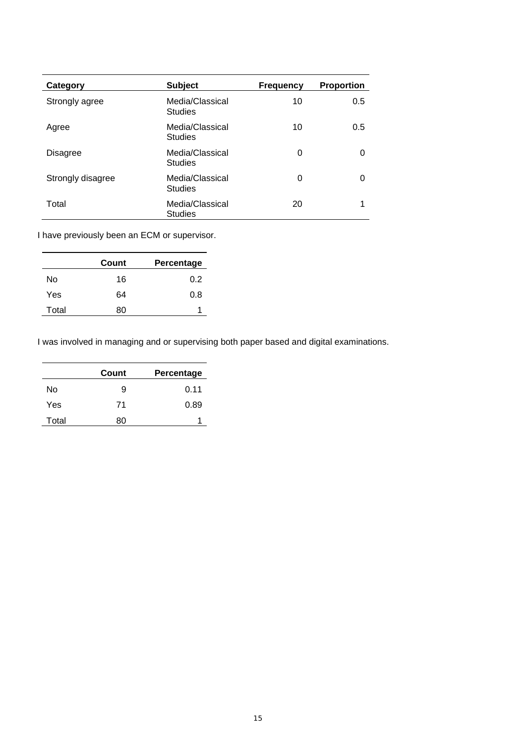| Category | Subject | Frequency | Proportion |
|---|---|---|---|
| Strongly agree | Media/Classical Studies | 10 | 0.5 |
| Agree | Media/Classical Studies | 10 | 0.5 |
| Disagree | Media/Classical Studies | 0 | 0 |
| Strongly disagree | Media/Classical Studies | 0 | 0 |
| Total | Media/Classical Studies | 20 | 1 |

I have previously been an ECM or supervisor.

| | Count | Percentage |
|---|---|---|
| No | 16 | 0.2 |
| Yes | 64 | 0.8 |
| Total | 80 | 1 |

I was involved in managing and or supervising both paper based and digital examinations.

| | Count | Percentage |
|---|---|---|
| No | 9 | 0.11 |
| Yes | 71 | 0.89 |
| Total | 80 | 1 |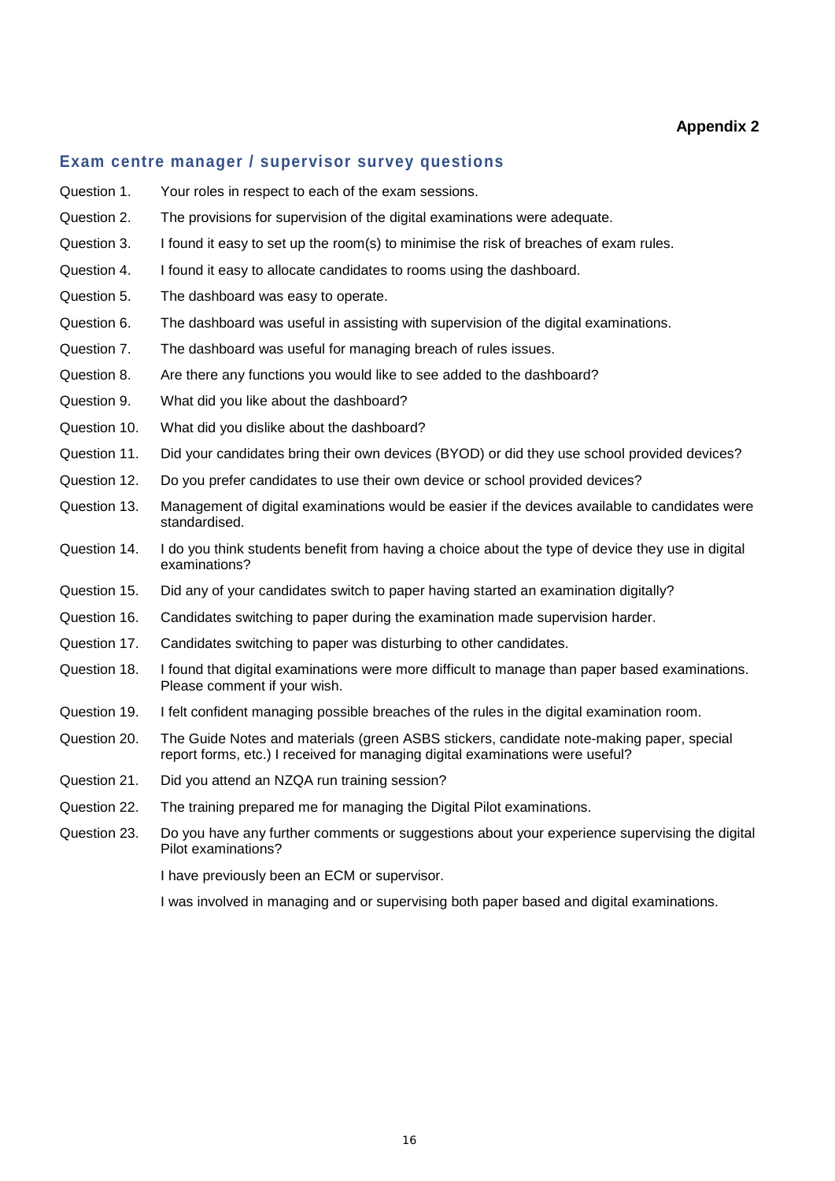**Appendix 2**

## Exam centre manager / supervisor survey questions

| | |
|---|---|
| Question 1. | Your roles in respect to each of the exam sessions. |
| Question 2. | The provisions for supervision of the digital examinations were adequate. |
| Question 3. | I found it easy to set up the room(s) to minimise the risk of breaches of exam rules. |
| Question 4. | I found it easy to allocate candidates to rooms using the dashboard. |
| Question 5. | The dashboard was easy to operate. |
| Question 6. | The dashboard was useful in assisting with supervision of the digital examinations. |
| Question 7. | The dashboard was useful for managing breach of rules issues. |
| Question 8. | Are there any functions you would like to see added to the dashboard? |
| Question 9. | What did you like about the dashboard? |
| Question 10. | What did you dislike about the dashboard? |
| Question 11. | Did your candidates bring their own devices (BYOD) or did they use school provided devices? |
| Question 12. | Do you prefer candidates to use their own device or school provided devices? |
| Question 13. | Management of digital examinations would be easier if the devices available to candidates were standardised. |
| Question 14. | I do you think students benefit from having a choice about the type of device they use in digital examinations? |
| Question 15. | Did any of your candidates switch to paper having started an examination digitally? |
| Question 16. | Candidates switching to paper during the examination made supervision harder. |
| Question 17. | Candidates switching to paper was disturbing to other candidates. |
| Question 18. | I found that digital examinations were more difficult to manage than paper based examinations. Please comment if your wish. |
| Question 19. | I felt confident managing possible breaches of the rules in the digital examination room. |
| Question 20. | The Guide Notes and materials (green ASBS stickers, candidate note-making paper, special report forms, etc.) I received for managing digital examinations were useful? |
| Question 21. | Did you attend an NZQA run training session? |
| Question 22. | The training prepared me for managing the Digital Pilot examinations. |
| Question 23. | Do you have any further comments or suggestions about your experience supervising the digital Pilot examinations? |
| | I have previously been an ECM or supervisor. |
| | I was involved in managing and or supervising both paper based and digital examinations. |